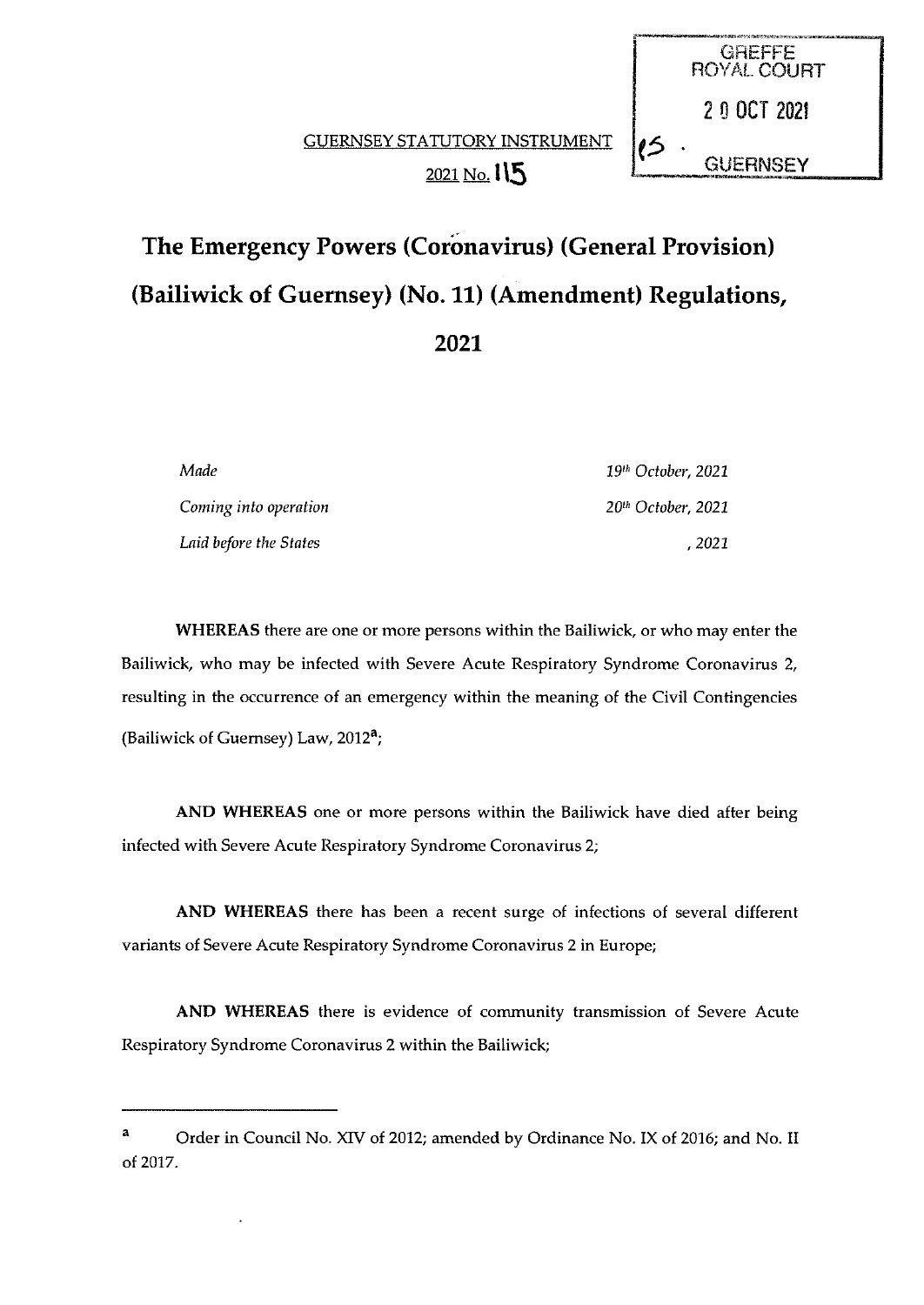GREFFE
ROYAL COURT

20 OCT 2021

15 .

GUERNSEY

GUERNSEY STATUTORY INSTRUMENT

2021 No. 115

# The Emergency Powers (Coronavirus) (General Provision) (Bailiwick of Guernsey) (No. 11) (Amendment) Regulations, 2021

| | |
|---|---|
| *Made* | *19th October, 2021* |
| *Coming into operation* | *20th October, 2021* |
| *Laid before the States* | *, 2021* |

**WHEREAS** there are one or more persons within the Bailiwick, or who may enter the Bailiwick, who may be infected with Severe Acute Respiratory Syndrome Coronavirus 2, resulting in the occurrence of an emergency within the meaning of the Civil Contingencies (Bailiwick of Guernsey) Law, 2012[a];

**AND WHEREAS** one or more persons within the Bailiwick have died after being infected with Severe Acute Respiratory Syndrome Coronavirus 2;

**AND WHEREAS** there has been a recent surge of infections of several different variants of Severe Acute Respiratory Syndrome Coronavirus 2 in Europe;

**AND WHEREAS** there is evidence of community transmission of Severe Acute Respiratory Syndrome Coronavirus 2 within the Bailiwick;

---

[a] Order in Council No. XIV of 2012; amended by Ordinance No. IX of 2016; and No. II of 2017.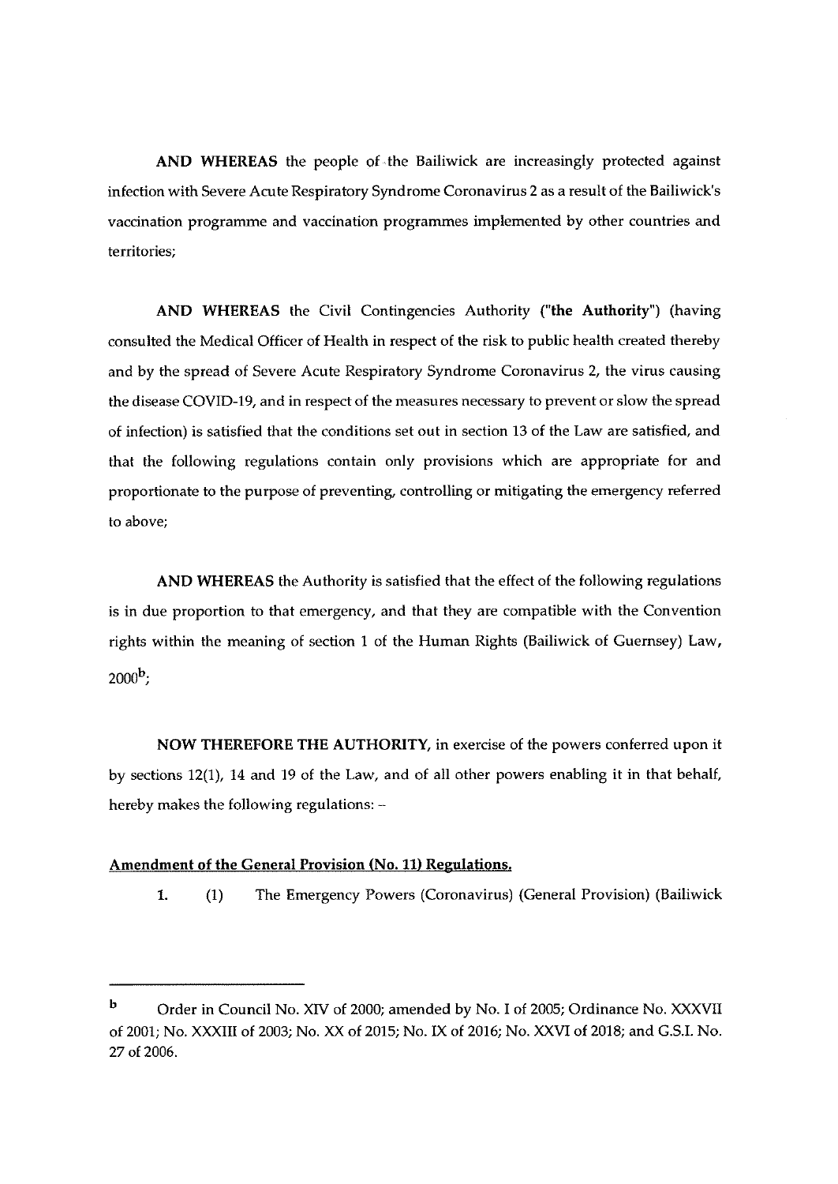**AND WHEREAS** the people of the Bailiwick are increasingly protected against infection with Severe Acute Respiratory Syndrome Coronavirus 2 as a result of the Bailiwick's vaccination programme and vaccination programmes implemented by other countries and territories;

**AND WHEREAS** the Civil Contingencies Authority (**"the Authority"**) (having consulted the Medical Officer of Health in respect of the risk to public health created thereby and by the spread of Severe Acute Respiratory Syndrome Coronavirus 2, the virus causing the disease COVID-19, and in respect of the measures necessary to prevent or slow the spread of infection) is satisfied that the conditions set out in section 13 of the Law are satisfied, and that the following regulations contain only provisions which are appropriate for and proportionate to the purpose of preventing, controlling or mitigating the emergency referred to above;

**AND WHEREAS** the Authority is satisfied that the effect of the following regulations is in due proportion to that emergency, and that they are compatible with the Convention rights within the meaning of section 1 of the Human Rights (Bailiwick of Guernsey) Law, 2000[b];

**NOW THEREFORE THE AUTHORITY**, in exercise of the powers conferred upon it by sections 12(1), 14 and 19 of the Law, and of all other powers enabling it in that behalf, hereby makes the following regulations: –

**Amendment of the General Provision (No. 11) Regulations.**

**1.** (1) The Emergency Powers (Coronavirus) (General Provision) (Bailiwick

---

[b] Order in Council No. XIV of 2000; amended by No. I of 2005; Ordinance No. XXXVII of 2001; No. XXXIII of 2003; No. XX of 2015; No. IX of 2016; No. XXVI of 2018; and G.S.I. No. 27 of 2006.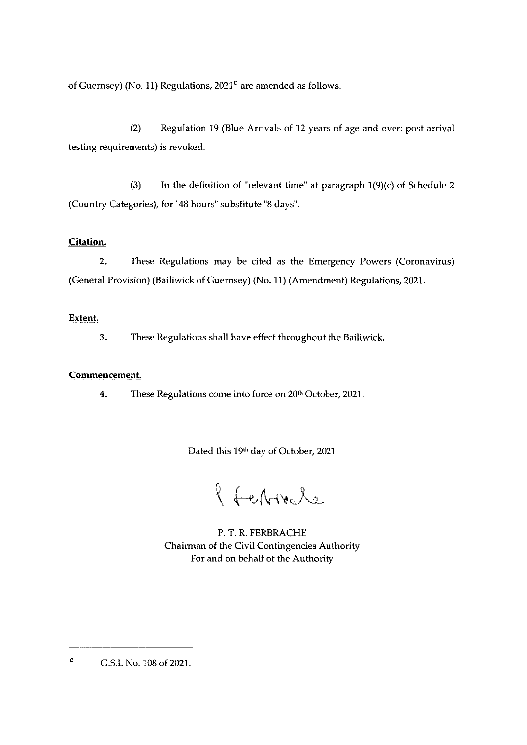of Guernsey) (No. 11) Regulations, 2021[c] are amended as follows.

(2) Regulation 19 (Blue Arrivals of 12 years of age and over: post-arrival testing requirements) is revoked.

(3) In the definition of "relevant time" at paragraph 1(9)(c) of Schedule 2 (Country Categories), for "48 hours" substitute "8 days".

**Citation.**

**2.** These Regulations may be cited as the Emergency Powers (Coronavirus) (General Provision) (Bailiwick of Guernsey) (No. 11) (Amendment) Regulations, 2021.

**Extent.**

**3.** These Regulations shall have effect throughout the Bailiwick.

**Commencement.**

**4.** These Regulations come into force on 20th October, 2021.

Dated this 19th day of October, 2021

P. T. R. FERBRACHE
Chairman of the Civil Contingencies Authority
For and on behalf of the Authority

---

[c] G.S.I. No. 108 of 2021.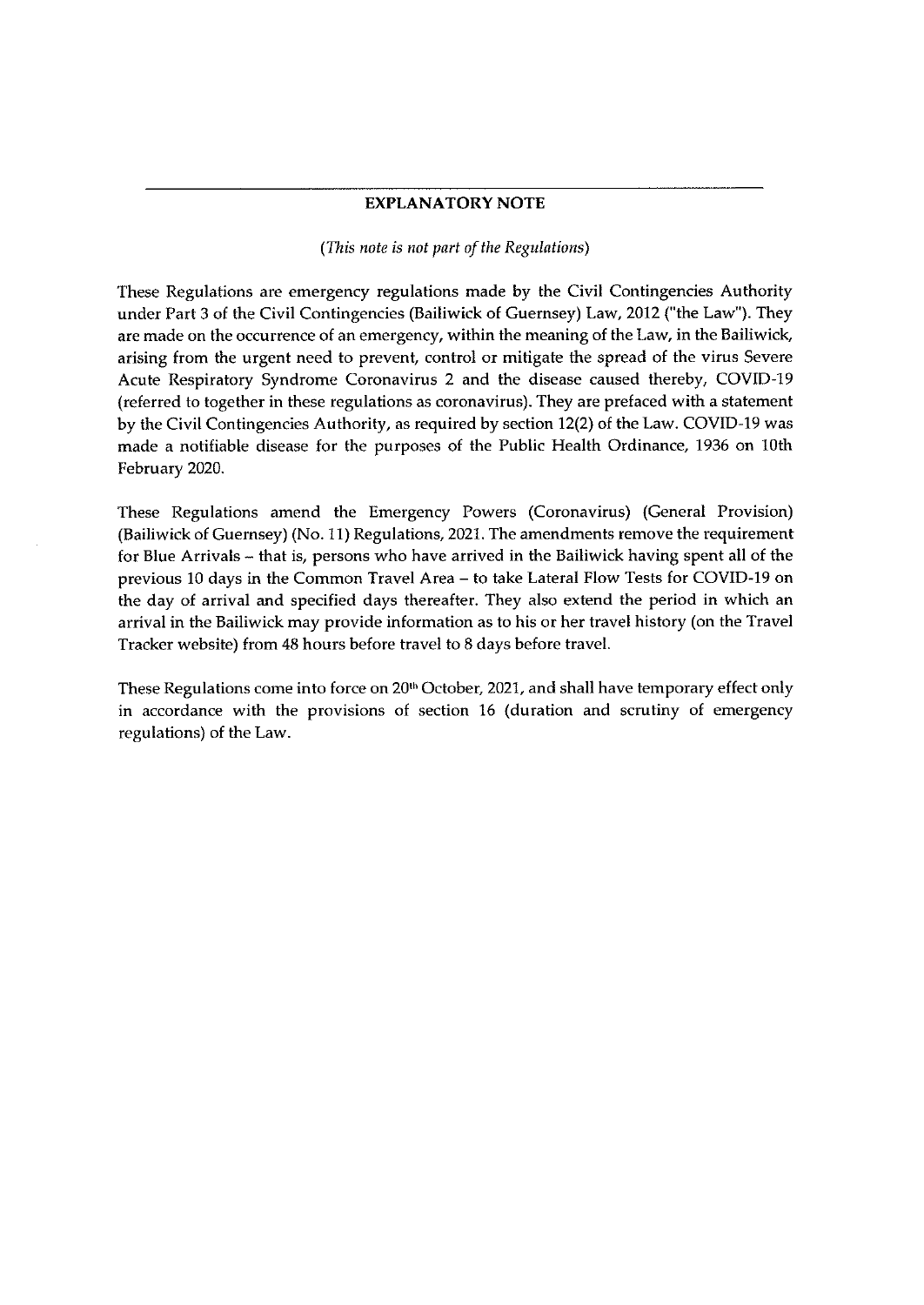## EXPLANATORY NOTE

*(This note is not part of the Regulations)*

These Regulations are emergency regulations made by the Civil Contingencies Authority under Part 3 of the Civil Contingencies (Bailiwick of Guernsey) Law, 2012 ("the Law"). They are made on the occurrence of an emergency, within the meaning of the Law, in the Bailiwick, arising from the urgent need to prevent, control or mitigate the spread of the virus Severe Acute Respiratory Syndrome Coronavirus 2 and the disease caused thereby, COVID-19 (referred to together in these regulations as coronavirus). They are prefaced with a statement by the Civil Contingencies Authority, as required by section 12(2) of the Law. COVID-19 was made a notifiable disease for the purposes of the Public Health Ordinance, 1936 on 10th February 2020.

These Regulations amend the Emergency Powers (Coronavirus) (General Provision) (Bailiwick of Guernsey) (No. 11) Regulations, 2021. The amendments remove the requirement for Blue Arrivals – that is, persons who have arrived in the Bailiwick having spent all of the previous 10 days in the Common Travel Area – to take Lateral Flow Tests for COVID-19 on the day of arrival and specified days thereafter. They also extend the period in which an arrival in the Bailiwick may provide information as to his or her travel history (on the Travel Tracker website) from 48 hours before travel to 8 days before travel.

These Regulations come into force on 20th October, 2021, and shall have temporary effect only in accordance with the provisions of section 16 (duration and scrutiny of emergency regulations) of the Law.